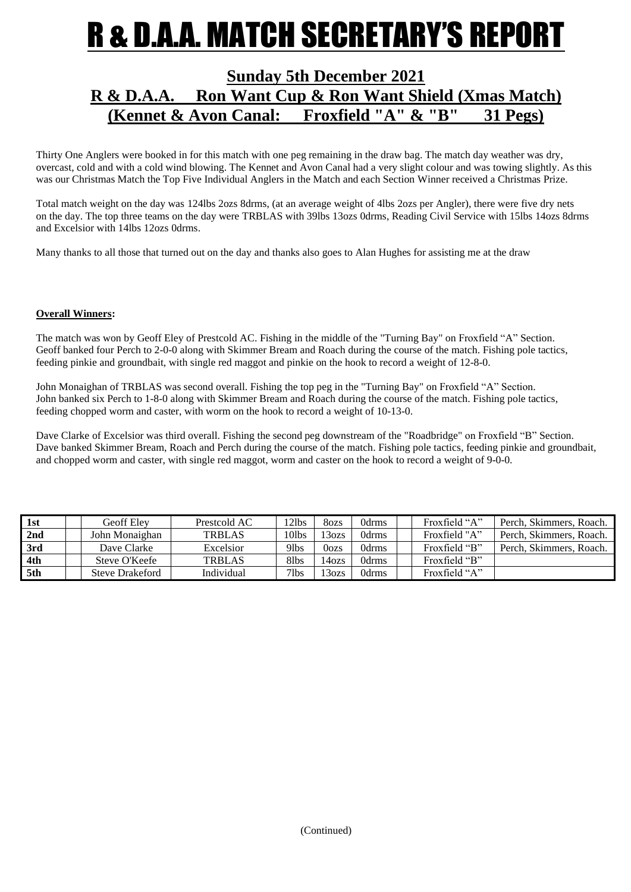# R & D.A.A. MATCH SECRETARY'S REPORT

## Sunday 5th December 2021

## R & D.A.A. Ron Want Cup & Ron Want Shield (Xmas Match)

## (Kennet & Avon Canal: Froxfield "A" & "B" 31 Pegs)

Thirty One Anglers were booked in for this match with one peg remaining in the draw bag. The match day weather was dry, overcast, cold and with a cold wind blowing. The Kennet and Avon Canal had a very slight colour and was towing slightly. As this was our Christmas Match the Top Five Individual Anglers in the Match and each Section Winner received a Christmas Prize.

Total match weight on the day was 124lbs 2ozs 8drms, (at an average weight of 4lbs 2ozs per Angler), there were five dry nets on the day. The top three teams on the day were TRBLAS with 39lbs 13ozs 0drms, Reading Civil Service with 15lbs 14ozs 8drms and Excelsior with 14lbs 12ozs 0drms.

Many thanks to all those that turned out on the day and thanks also goes to Alan Hughes for assisting me at the draw

**Overall Winners:**

The match was won by Geoff Eley of Prestcold AC. Fishing in the middle of the "Turning Bay" on Froxfield "A" Section. Geoff banked four Perch to 2-0-0 along with Skimmer Bream and Roach during the course of the match. Fishing pole tactics, feeding pinkie and groundbait, with single red maggot and pinkie on the hook to record a weight of 12-8-0.

John Monaighan of TRBLAS was second overall. Fishing the top peg in the "Turning Bay" on Froxfield "A" Section. John banked six Perch to 1-8-0 along with Skimmer Bream and Roach during the course of the match. Fishing pole tactics, feeding chopped worm and caster, with worm on the hook to record a weight of 10-13-0.

Dave Clarke of Excelsior was third overall. Fishing the second peg downstream of the "Roadbridge" on Froxfield "B" Section. Dave banked Skimmer Bream, Roach and Perch during the course of the match. Fishing pole tactics, feeding pinkie and groundbait, and chopped worm and caster, with single red maggot, worm and caster on the hook to record a weight of 9-0-0.

| | | | | | | | | | |
|---|---|---|---|---|---|---|---|---|---|
| **1st** | | Geoff Eley | Prestcold AC | 12lbs | 8ozs | 0drms | | Froxfield "A" | Perch, Skimmers, Roach. |
| **2nd** | | John Monaighan | TRBLAS | 10lbs | 13ozs | 0drms | | Froxfield "A" | Perch, Skimmers, Roach. |
| **3rd** | | Dave Clarke | Excelsior | 9lbs | 0ozs | 0drms | | Froxfield "B" | Perch, Skimmers, Roach. |
| **4th** | | Steve O'Keefe | TRBLAS | 8lbs | 14ozs | 0drms | | Froxfield "B" | |
| **5th** | | Steve Drakeford | Individual | 7lbs | 13ozs | 0drms | | Froxfield "A" | |

(Continued)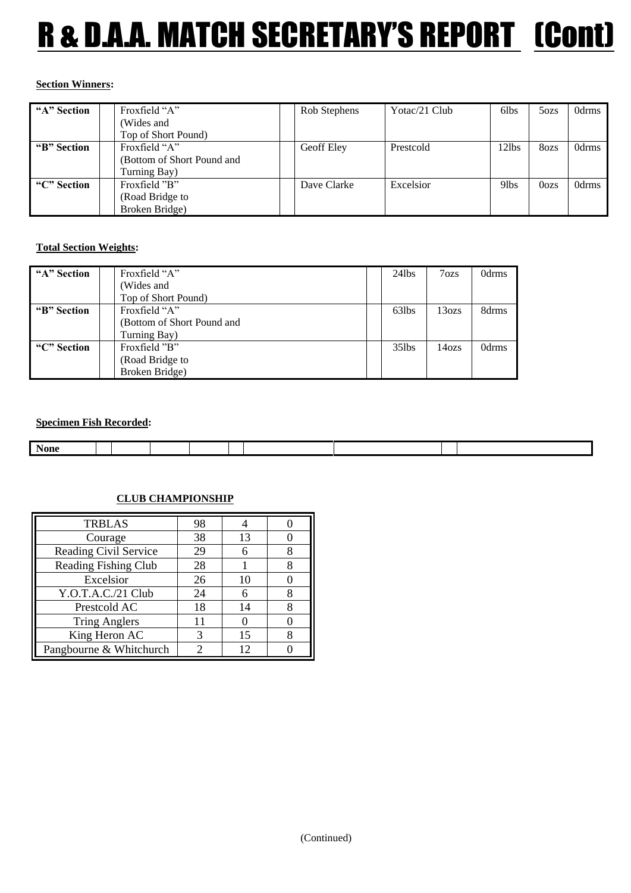# R & D.A.A. MATCH SECRETARY'S REPORT (Cont)

**Section Winners:**

| | | | | | | | |
|---|---|---|---|---|---|---|---|
| **"A" Section** | | Froxfield "A" (Wides and Top of Short Pound) | Rob Stephens | Yotac/21 Club | 6lbs | 5ozs | 0drms |
| **"B" Section** | | Froxfield "A" (Bottom of Short Pound and Turning Bay) | Geoff Eley | Prestcold | 12lbs | 8ozs | 0drms |
| **"C" Section** | | Froxfield "B" (Road Bridge to Broken Bridge) | Dave Clarke | Excelsior | 9lbs | 0ozs | 0drms |

**Total Section Weights:**

| | | | | | |
|---|---|---|---|---|---|
| **"A" Section** | | Froxfield "A" (Wides and Top of Short Pound) | 24lbs | 7ozs | 0drms |
| **"B" Section** | | Froxfield "A" (Bottom of Short Pound and Turning Bay) | 63lbs | 13ozs | 8drms |
| **"C" Section** | | Froxfield "B" (Road Bridge to Broken Bridge) | 35lbs | 14ozs | 0drms |

**Specimen Fish Recorded:**

| | | | | | | | | | |
|---|---|---|---|---|---|---|---|---|---|
| **None** | | | | | | | | | |

**CLUB CHAMPIONSHIP**

| | | | |
|---|---|---|---|
| TRBLAS | 98 | 4 | 0 |
| Courage | 38 | 13 | 0 |
| Reading Civil Service | 29 | 6 | 8 |
| Reading Fishing Club | 28 | 1 | 8 |
| Excelsior | 26 | 10 | 0 |
| Y.O.T.A.C./21 Club | 24 | 6 | 8 |
| Prestcold AC | 18 | 14 | 8 |
| Tring Anglers | 11 | 0 | 0 |
| King Heron AC | 3 | 15 | 8 |
| Pangbourne & Whitchurch | 2 | 12 | 0 |

(Continued)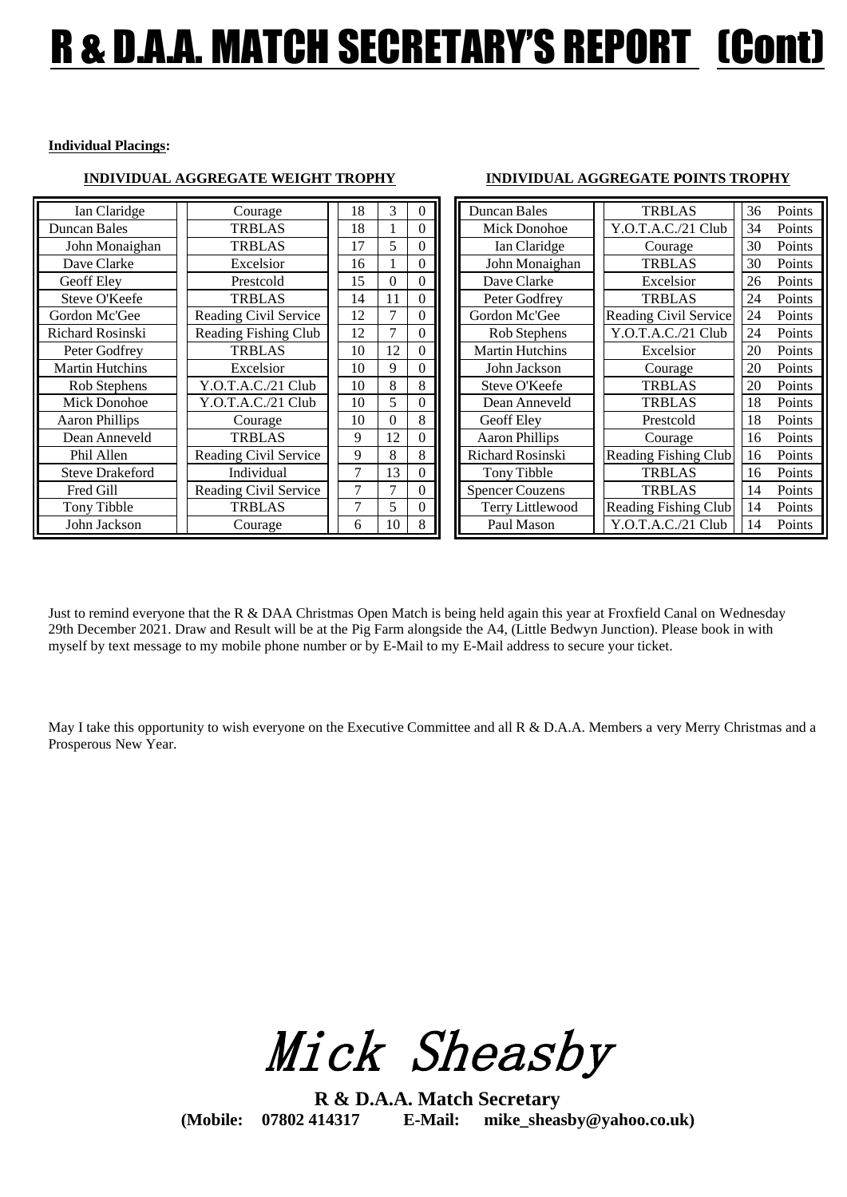# R & D.A.A. MATCH SECRETARY'S REPORT (Cont)

**Individual Placings:**

**INDIVIDUAL AGGREGATE WEIGHT TROPHY**

| | | | | |
|---|---|---|---|---|
| Ian Claridge | Courage | 18 | 3 | 0 |
| Duncan Bales | TRBLAS | 18 | 1 | 0 |
| John Monaighan | TRBLAS | 17 | 5 | 0 |
| Dave Clarke | Excelsior | 16 | 1 | 0 |
| Geoff Eley | Prestcold | 15 | 0 | 0 |
| Steve O'Keefe | TRBLAS | 14 | 11 | 0 |
| Gordon Mc'Gee | Reading Civil Service | 12 | 7 | 0 |
| Richard Rosinski | Reading Fishing Club | 12 | 7 | 0 |
| Peter Godfrey | TRBLAS | 10 | 12 | 0 |
| Martin Hutchins | Excelsior | 10 | 9 | 0 |
| Rob Stephens | Y.O.T.A.C./21 Club | 10 | 8 | 8 |
| Mick Donohoe | Y.O.T.A.C./21 Club | 10 | 5 | 0 |
| Aaron Phillips | Courage | 10 | 0 | 8 |
| Dean Anneveld | TRBLAS | 9 | 12 | 0 |
| Phil Allen | Reading Civil Service | 9 | 8 | 8 |
| Steve Drakeford | Individual | 7 | 13 | 0 |
| Fred Gill | Reading Civil Service | 7 | 7 | 0 |
| Tony Tibble | TRBLAS | 7 | 5 | 0 |
| John Jackson | Courage | 6 | 10 | 8 |

**INDIVIDUAL AGGREGATE POINTS TROPHY**

| | | | |
|---|---|---|---|
| Duncan Bales | TRBLAS | 36 | Points |
| Mick Donohoe | Y.O.T.A.C./21 Club | 34 | Points |
| Ian Claridge | Courage | 30 | Points |
| John Monaighan | TRBLAS | 30 | Points |
| Dave Clarke | Excelsior | 26 | Points |
| Peter Godfrey | TRBLAS | 24 | Points |
| Gordon Mc'Gee | Reading Civil Service | 24 | Points |
| Rob Stephens | Y.O.T.A.C./21 Club | 24 | Points |
| Martin Hutchins | Excelsior | 20 | Points |
| John Jackson | Courage | 20 | Points |
| Steve O'Keefe | TRBLAS | 20 | Points |
| Dean Anneveld | TRBLAS | 18 | Points |
| Geoff Eley | Prestcold | 18 | Points |
| Aaron Phillips | Courage | 16 | Points |
| Richard Rosinski | Reading Fishing Club | 16 | Points |
| Tony Tibble | TRBLAS | 16 | Points |
| Spencer Couzens | TRBLAS | 14 | Points |
| Terry Littlewood | Reading Fishing Club | 14 | Points |
| Paul Mason | Y.O.T.A.C./21 Club | 14 | Points |

Just to remind everyone that the R & DAA Christmas Open Match is being held again this year at Froxfield Canal on Wednesday 29th December 2021. Draw and Result will be at the Pig Farm alongside the A4, (Little Bedwyn Junction). Please book in with myself by text message to my mobile phone number or by E-Mail to my E-Mail address to secure your ticket.

May I take this opportunity to wish everyone on the Executive Committee and all R & D.A.A. Members a very Merry Christmas and a Prosperous New Year.

*Mick Sheasby*

**R & D.A.A. Match Secretary**
**(Mobile: 07802 414317 E-Mail: mike_sheasby@yahoo.co.uk)**